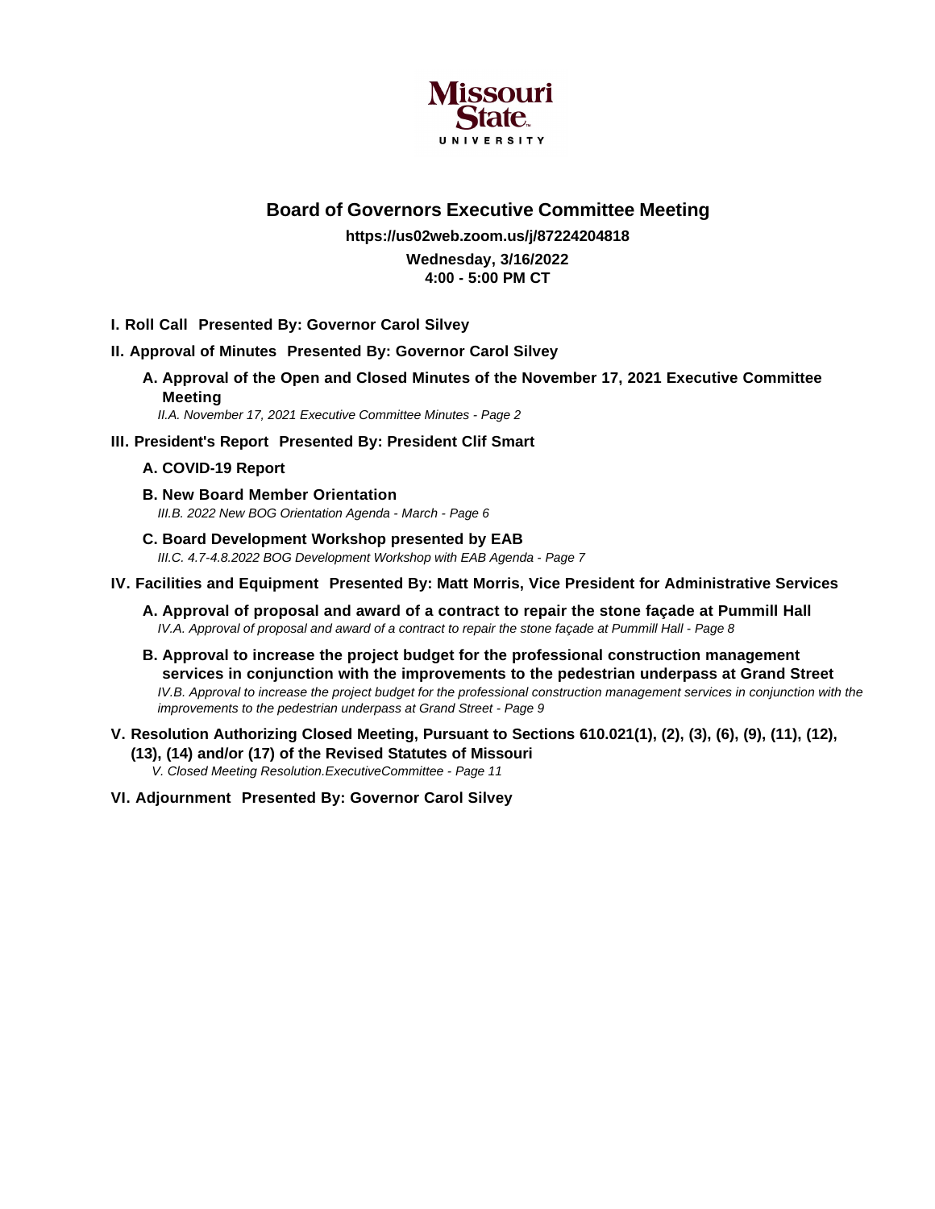# Board of Governors Executive Committee Meeting

**https://us02web.zoom.us/j/87224204818**

**Wednesday, 3/16/2022**
**4:00 - 5:00 PM CT**

**I. Roll Call  Presented By: Governor Carol Silvey**

**II. Approval of Minutes  Presented By: Governor Carol Silvey**

**A. Approval of the Open and Closed Minutes of the November 17, 2021 Executive Committee Meeting**

*II.A. November 17, 2021 Executive Committee Minutes - Page 2*

**III. President's Report  Presented By: President Clif Smart**

**A. COVID-19 Report**

**B. New Board Member Orientation**

*III.B. 2022 New BOG Orientation Agenda - March - Page 6*

**C. Board Development Workshop presented by EAB**

*III.C. 4.7-4.8.2022 BOG Development Workshop with EAB Agenda - Page 7*

**IV. Facilities and Equipment  Presented By: Matt Morris, Vice President for Administrative Services**

**A. Approval of proposal and award of a contract to repair the stone façade at Pummill Hall**

*IV.A. Approval of proposal and award of a contract to repair the stone façade at Pummill Hall - Page 8*

**B. Approval to increase the project budget for the professional construction management services in conjunction with the improvements to the pedestrian underpass at Grand Street**

*IV.B. Approval to increase the project budget for the professional construction management services in conjunction with the improvements to the pedestrian underpass at Grand Street - Page 9*

**V. Resolution Authorizing Closed Meeting, Pursuant to Sections 610.021(1), (2), (3), (6), (9), (11), (12), (13), (14) and/or (17) of the Revised Statutes of Missouri**

*V. Closed Meeting Resolution.ExecutiveCommittee - Page 11*

**VI. Adjournment  Presented By: Governor Carol Silvey**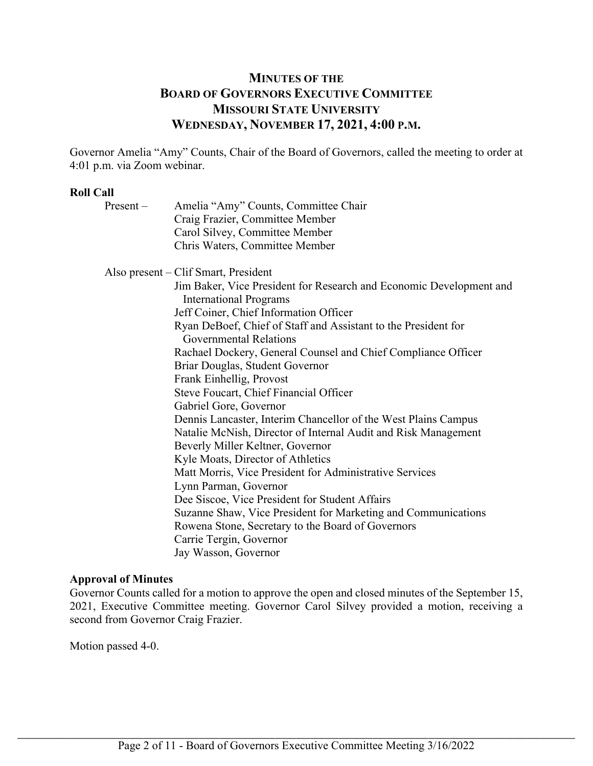# MINUTES OF THE BOARD OF GOVERNORS EXECUTIVE COMMITTEE MISSOURI STATE UNIVERSITY WEDNESDAY, NOVEMBER 17, 2021, 4:00 P.M.

Governor Amelia "Amy" Counts, Chair of the Board of Governors, called the meeting to order at 4:01 p.m. via Zoom webinar.

**Roll Call**

Present –
- Amelia "Amy" Counts, Committee Chair
- Craig Frazier, Committee Member
- Carol Silvey, Committee Member
- Chris Waters, Committee Member

Also present –
- Clif Smart, President
- Jim Baker, Vice President for Research and Economic Development and International Programs
- Jeff Coiner, Chief Information Officer
- Ryan DeBoef, Chief of Staff and Assistant to the President for Governmental Relations
- Rachael Dockery, General Counsel and Chief Compliance Officer
- Briar Douglas, Student Governor
- Frank Einhellig, Provost
- Steve Foucart, Chief Financial Officer
- Gabriel Gore, Governor
- Dennis Lancaster, Interim Chancellor of the West Plains Campus
- Natalie McNish, Director of Internal Audit and Risk Management
- Beverly Miller Keltner, Governor
- Kyle Moats, Director of Athletics
- Matt Morris, Vice President for Administrative Services
- Lynn Parman, Governor
- Dee Siscoe, Vice President for Student Affairs
- Suzanne Shaw, Vice President for Marketing and Communications
- Rowena Stone, Secretary to the Board of Governors
- Carrie Tergin, Governor
- Jay Wasson, Governor

**Approval of Minutes**

Governor Counts called for a motion to approve the open and closed minutes of the September 15, 2021, Executive Committee meeting. Governor Carol Silvey provided a motion, receiving a second from Governor Craig Frazier.

Motion passed 4-0.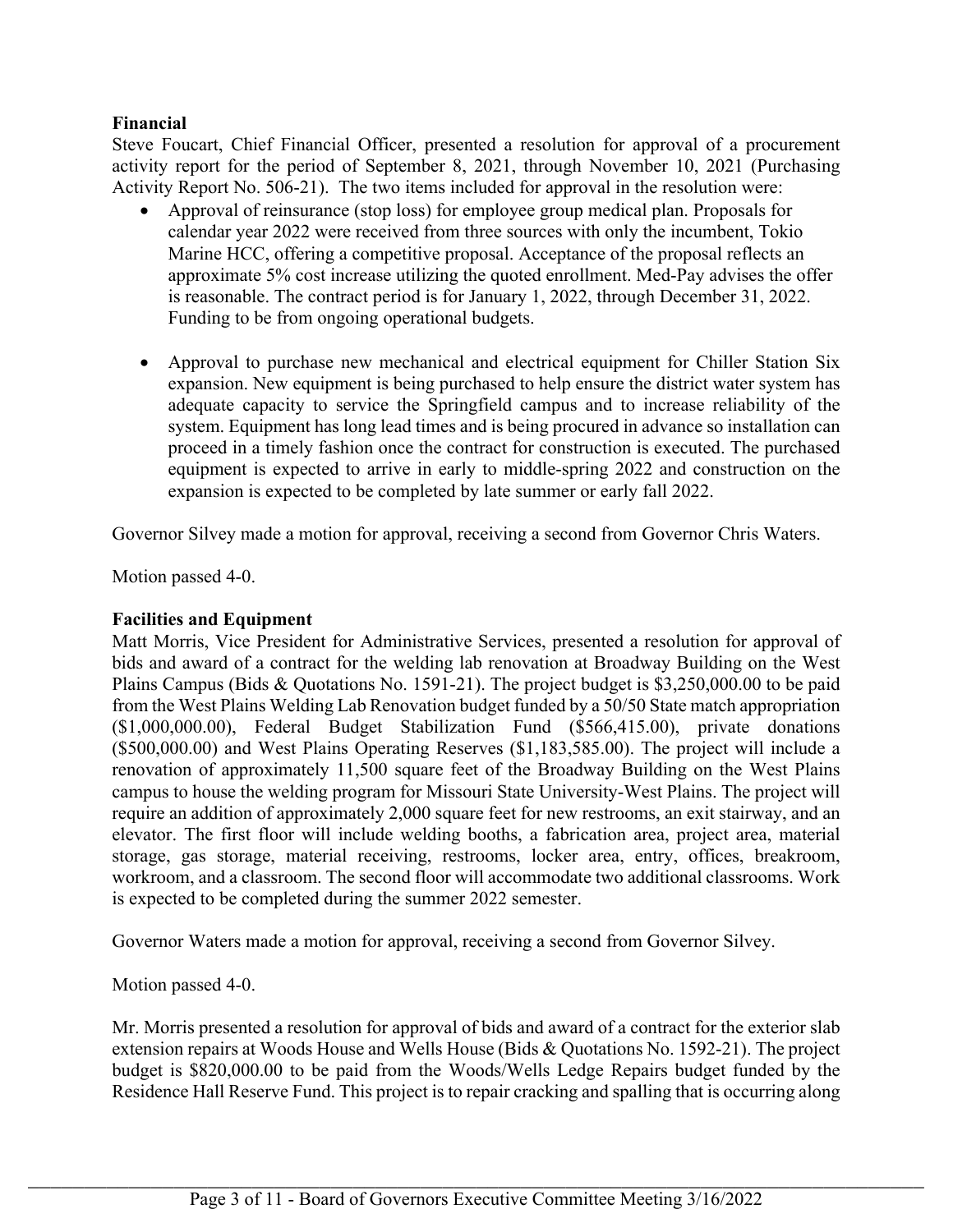**Financial**

Steve Foucart, Chief Financial Officer, presented a resolution for approval of a procurement activity report for the period of September 8, 2021, through November 10, 2021 (Purchasing Activity Report No. 506-21). The two items included for approval in the resolution were:

- Approval of reinsurance (stop loss) for employee group medical plan. Proposals for calendar year 2022 were received from three sources with only the incumbent, Tokio Marine HCC, offering a competitive proposal. Acceptance of the proposal reflects an approximate 5% cost increase utilizing the quoted enrollment. Med-Pay advises the offer is reasonable. The contract period is for January 1, 2022, through December 31, 2022. Funding to be from ongoing operational budgets.

- Approval to purchase new mechanical and electrical equipment for Chiller Station Six expansion. New equipment is being purchased to help ensure the district water system has adequate capacity to service the Springfield campus and to increase reliability of the system. Equipment has long lead times and is being procured in advance so installation can proceed in a timely fashion once the contract for construction is executed. The purchased equipment is expected to arrive in early to middle-spring 2022 and construction on the expansion is expected to be completed by late summer or early fall 2022.

Governor Silvey made a motion for approval, receiving a second from Governor Chris Waters.

Motion passed 4-0.

**Facilities and Equipment**

Matt Morris, Vice President for Administrative Services, presented a resolution for approval of bids and award of a contract for the welding lab renovation at Broadway Building on the West Plains Campus (Bids & Quotations No. 1591-21). The project budget is $3,250,000.00 to be paid from the West Plains Welding Lab Renovation budget funded by a 50/50 State match appropriation ($1,000,000.00), Federal Budget Stabilization Fund ($566,415.00), private donations ($500,000.00) and West Plains Operating Reserves ($1,183,585.00). The project will include a renovation of approximately 11,500 square feet of the Broadway Building on the West Plains campus to house the welding program for Missouri State University-West Plains. The project will require an addition of approximately 2,000 square feet for new restrooms, an exit stairway, and an elevator. The first floor will include welding booths, a fabrication area, project area, material storage, gas storage, material receiving, restrooms, locker area, entry, offices, breakroom, workroom, and a classroom. The second floor will accommodate two additional classrooms. Work is expected to be completed during the summer 2022 semester.

Governor Waters made a motion for approval, receiving a second from Governor Silvey.

Motion passed 4-0.

Mr. Morris presented a resolution for approval of bids and award of a contract for the exterior slab extension repairs at Woods House and Wells House (Bids & Quotations No. 1592-21). The project budget is $820,000.00 to be paid from the Woods/Wells Ledge Repairs budget funded by the Residence Hall Reserve Fund. This project is to repair cracking and spalling that is occurring along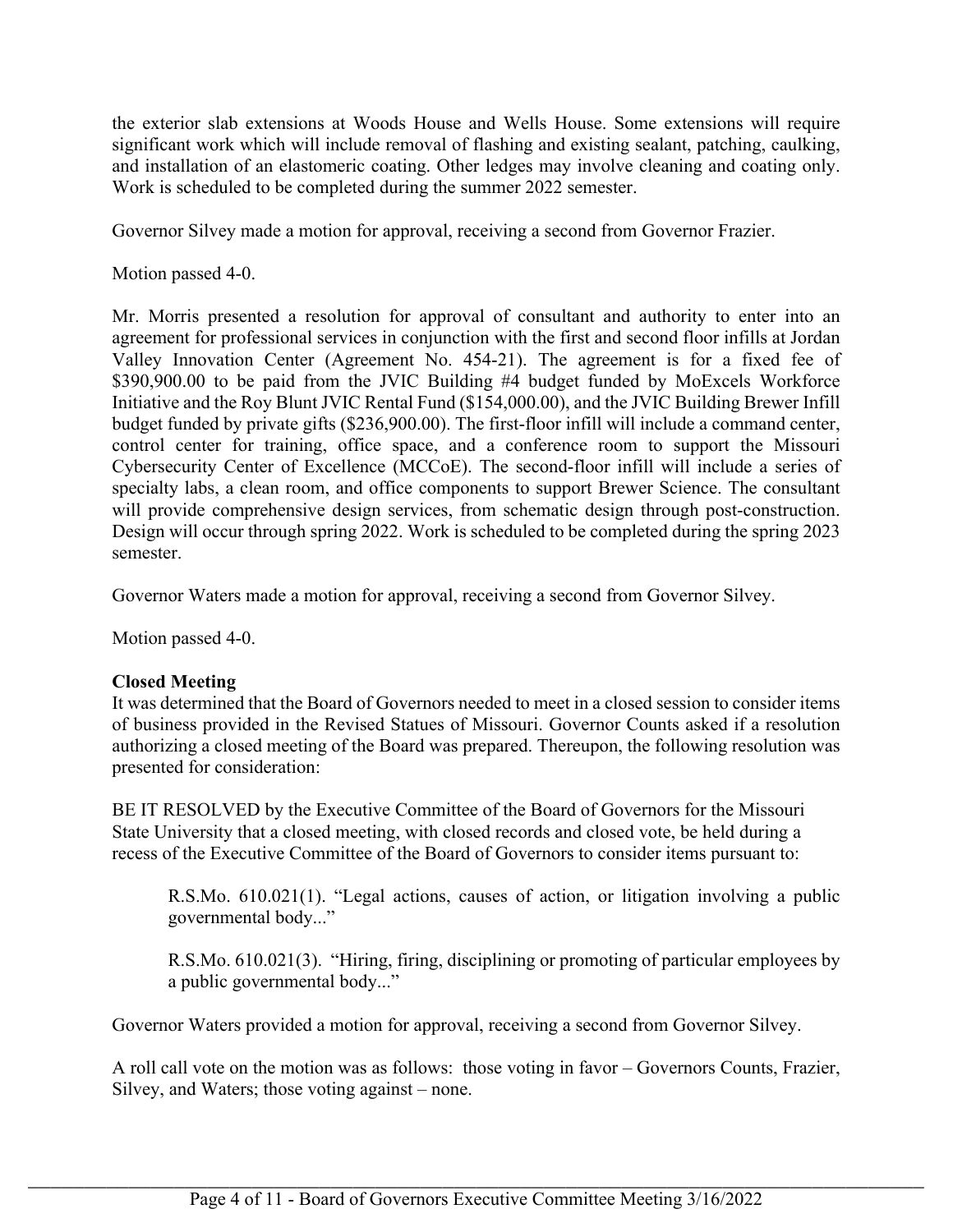the exterior slab extensions at Woods House and Wells House. Some extensions will require significant work which will include removal of flashing and existing sealant, patching, caulking, and installation of an elastomeric coating. Other ledges may involve cleaning and coating only. Work is scheduled to be completed during the summer 2022 semester.

Governor Silvey made a motion for approval, receiving a second from Governor Frazier.

Motion passed 4-0.

Mr. Morris presented a resolution for approval of consultant and authority to enter into an agreement for professional services in conjunction with the first and second floor infills at Jordan Valley Innovation Center (Agreement No. 454-21). The agreement is for a fixed fee of $390,900.00 to be paid from the JVIC Building #4 budget funded by MoExcels Workforce Initiative and the Roy Blunt JVIC Rental Fund ($154,000.00), and the JVIC Building Brewer Infill budget funded by private gifts ($236,900.00). The first-floor infill will include a command center, control center for training, office space, and a conference room to support the Missouri Cybersecurity Center of Excellence (MCCoE). The second-floor infill will include a series of specialty labs, a clean room, and office components to support Brewer Science. The consultant will provide comprehensive design services, from schematic design through post-construction. Design will occur through spring 2022. Work is scheduled to be completed during the spring 2023 semester.

Governor Waters made a motion for approval, receiving a second from Governor Silvey.

Motion passed 4-0.

**Closed Meeting**

It was determined that the Board of Governors needed to meet in a closed session to consider items of business provided in the Revised Statues of Missouri. Governor Counts asked if a resolution authorizing a closed meeting of the Board was prepared. Thereupon, the following resolution was presented for consideration:

BE IT RESOLVED by the Executive Committee of the Board of Governors for the Missouri State University that a closed meeting, with closed records and closed vote, be held during a recess of the Executive Committee of the Board of Governors to consider items pursuant to:

> R.S.Mo. 610.021(1). "Legal actions, causes of action, or litigation involving a public governmental body..."
>
> R.S.Mo. 610.021(3). "Hiring, firing, disciplining or promoting of particular employees by a public governmental body..."

Governor Waters provided a motion for approval, receiving a second from Governor Silvey.

A roll call vote on the motion was as follows: those voting in favor – Governors Counts, Frazier, Silvey, and Waters; those voting against – none.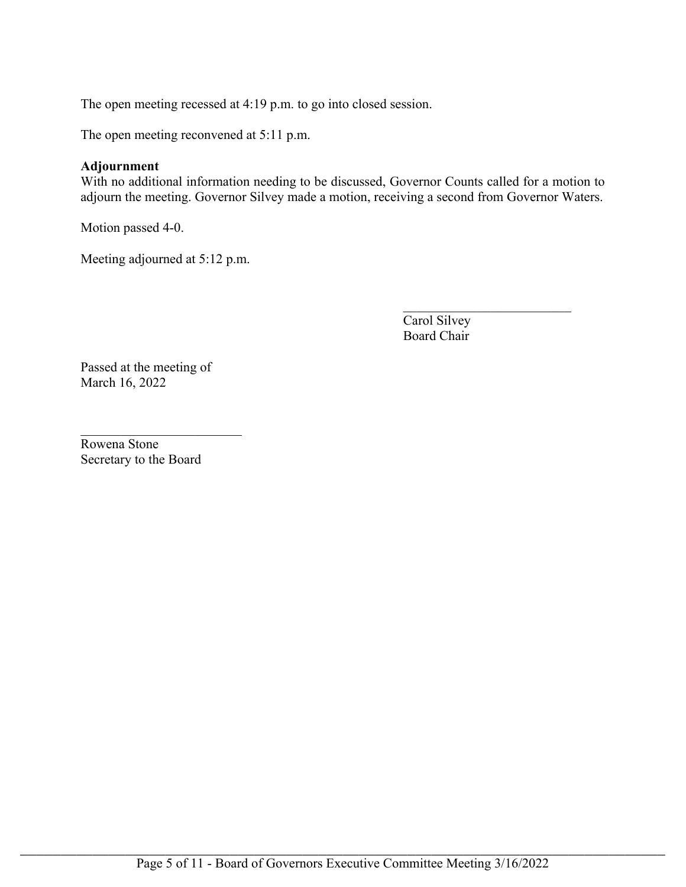The open meeting recessed at 4:19 p.m. to go into closed session.

The open meeting reconvened at 5:11 p.m.

**Adjournment**
With no additional information needing to be discussed, Governor Counts called for a motion to adjourn the meeting. Governor Silvey made a motion, receiving a second from Governor Waters.

Motion passed 4-0.

Meeting adjourned at 5:12 p.m.

\_\_\_\_\_\_\_\_\_\_\_\_\_\_\_\_\_\_\_\_\_\_\_\_\_\_
Carol Silvey
Board Chair

Passed at the meeting of
March 16, 2022

\_\_\_\_\_\_\_\_\_\_\_\_\_\_\_\_\_\_\_\_\_\_\_\_\_\_
Rowena Stone
Secretary to the Board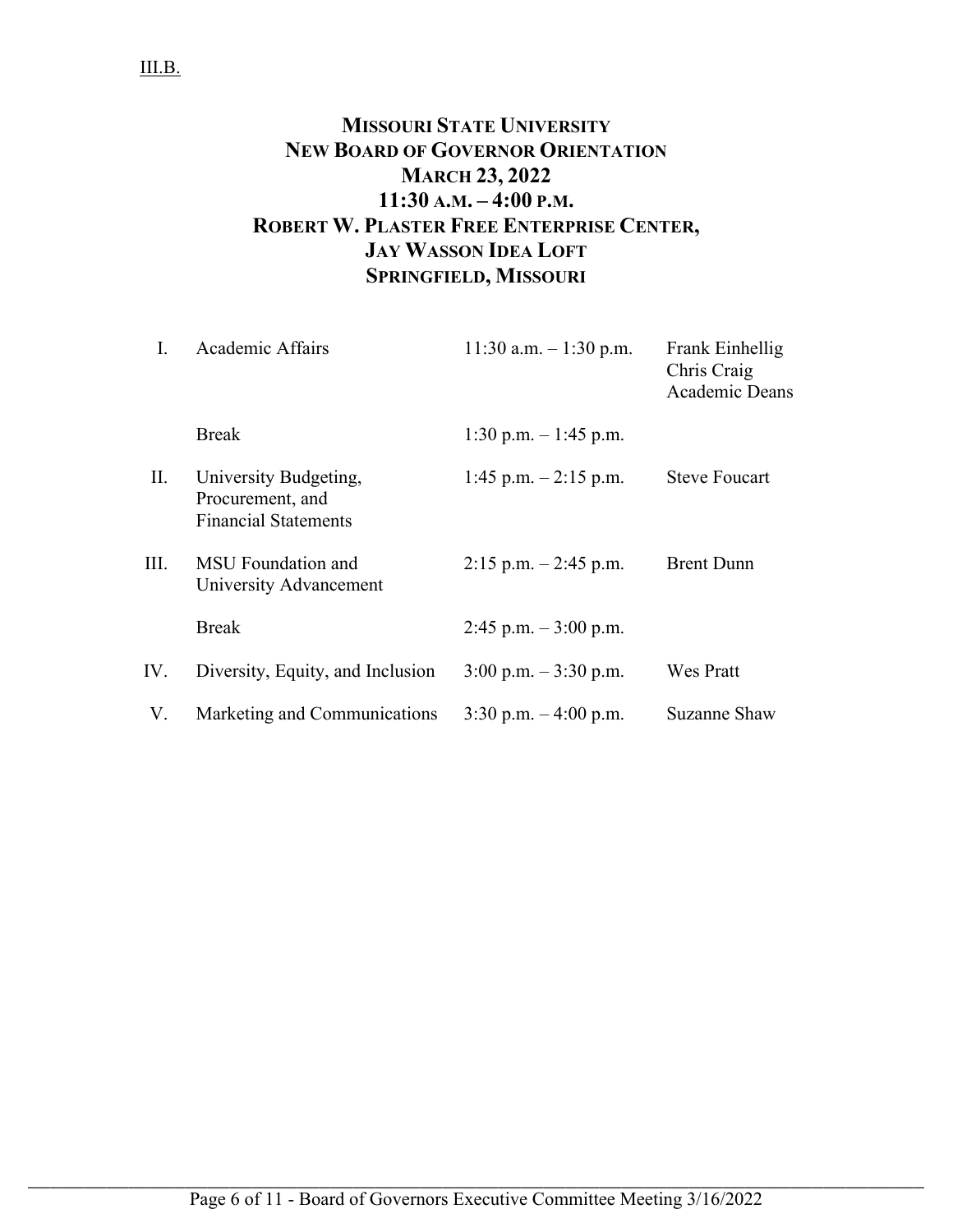III.B.

# MISSOURI STATE UNIVERSITY
## NEW BOARD OF GOVERNOR ORIENTATION
## MARCH 23, 2022
## 11:30 A.M. – 4:00 P.M.
## ROBERT W. PLASTER FREE ENTERPRISE CENTER, JAY WASSON IDEA LOFT
## SPRINGFIELD, MISSOURI

| | | | |
|---|---|---|---|
| I. | Academic Affairs | 11:30 a.m. – 1:30 p.m. | Frank Einhellig<br>Chris Craig<br>Academic Deans |
| | Break | 1:30 p.m. – 1:45 p.m. | |
| II. | University Budgeting, Procurement, and Financial Statements | 1:45 p.m. – 2:15 p.m. | Steve Foucart |
| III. | MSU Foundation and University Advancement | 2:15 p.m. – 2:45 p.m. | Brent Dunn |
| | Break | 2:45 p.m. – 3:00 p.m. | |
| IV. | Diversity, Equity, and Inclusion | 3:00 p.m. – 3:30 p.m. | Wes Pratt |
| V. | Marketing and Communications | 3:30 p.m. – 4:00 p.m. | Suzanne Shaw |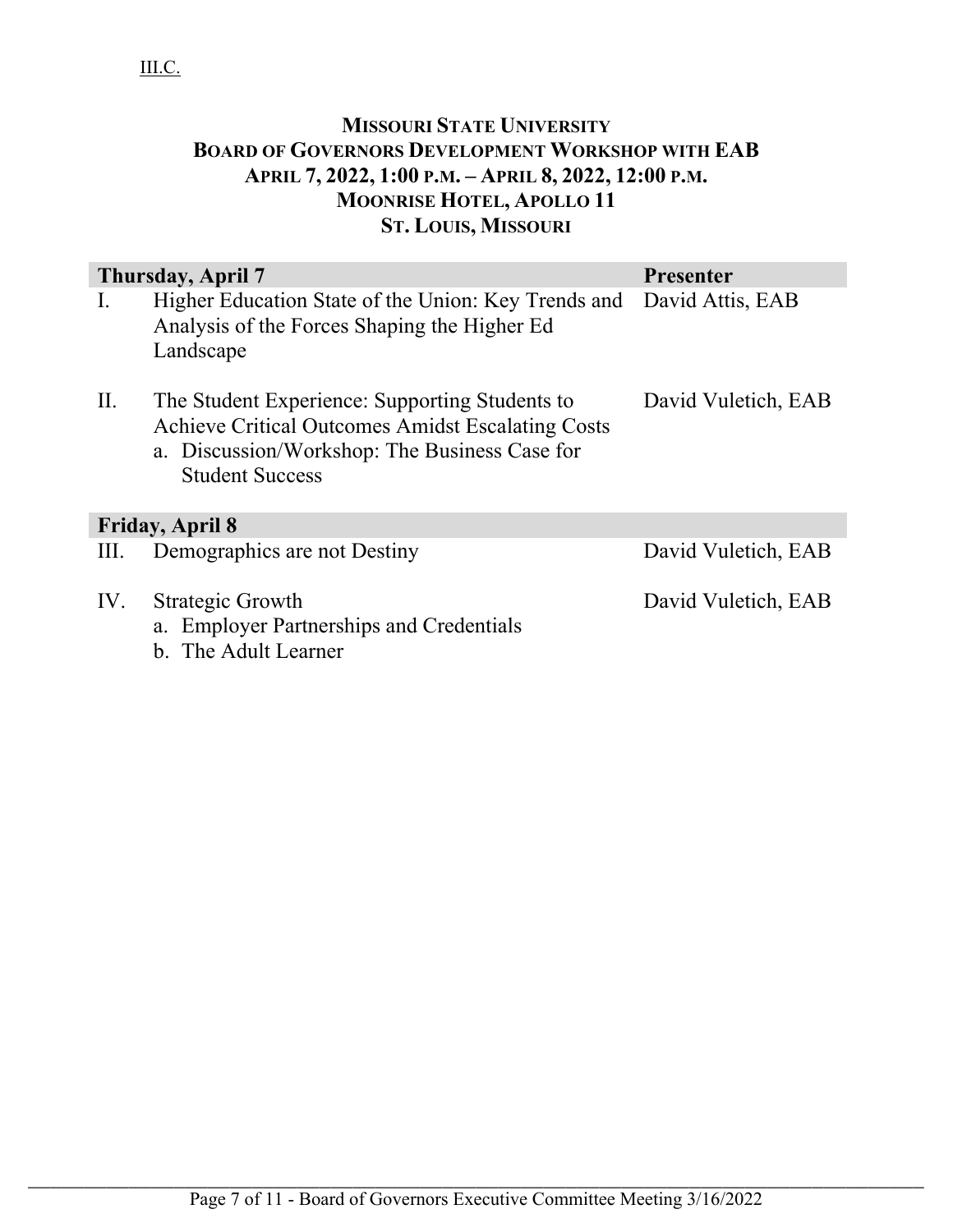III.C.

# MISSOURI STATE UNIVERSITY
## BOARD OF GOVERNORS DEVELOPMENT WORKSHOP WITH EAB
### APRIL 7, 2022, 1:00 P.M. – APRIL 8, 2022, 12:00 P.M.
### MOONRISE HOTEL, APOLLO 11
### ST. LOUIS, MISSOURI

| | Thursday, April 7 | Presenter |
|---|---|---|
| I. | Higher Education State of the Union: Key Trends and Analysis of the Forces Shaping the Higher Ed Landscape | David Attis, EAB |
| II. | The Student Experience: Supporting Students to Achieve Critical Outcomes Amidst Escalating Costs<br>a. Discussion/Workshop: The Business Case for Student Success | David Vuletich, EAB |
| | **Friday, April 8** | |
| III. | Demographics are not Destiny | David Vuletich, EAB |
| IV. | Strategic Growth<br>a. Employer Partnerships and Credentials<br>b. The Adult Learner | David Vuletich, EAB |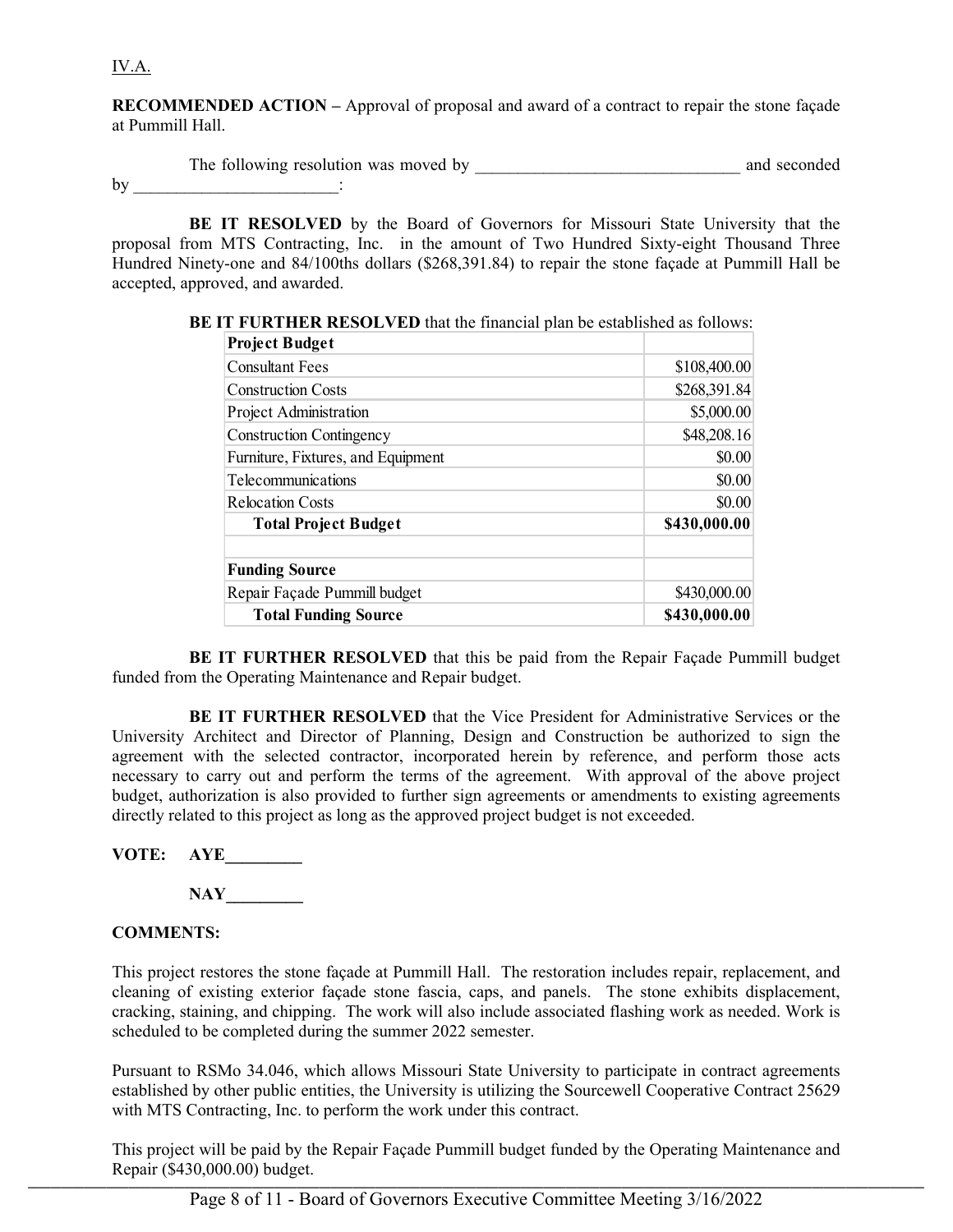IV.A.

**RECOMMENDED ACTION –** Approval of proposal and award of a contract to repair the stone façade at Pummill Hall.

The following resolution was moved by ______________________________ and seconded by ________________________:

**BE IT RESOLVED** by the Board of Governors for Missouri State University that the proposal from MTS Contracting, Inc. in the amount of Two Hundred Sixty-eight Thousand Three Hundred Ninety-one and 84/100ths dollars ($268,391.84) to repair the stone façade at Pummill Hall be accepted, approved, and awarded.

**BE IT FURTHER RESOLVED** that the financial plan be established as follows:

| **Project Budget** | |
|---|---:|
| Consultant Fees | $108,400.00 |
| Construction Costs | $268,391.84 |
| Project Administration | $5,000.00 |
| Construction Contingency | $48,208.16 |
| Furniture, Fixtures, and Equipment | $0.00 |
| Telecommunications | $0.00 |
| Relocation Costs | $0.00 |
| **Total Project Budget** | **$430,000.00** |
| | |
| **Funding Source** | |
| Repair Façade Pummill budget | $430,000.00 |
| **Total Funding Source** | **$430,000.00** |

**BE IT FURTHER RESOLVED** that this be paid from the Repair Façade Pummill budget funded from the Operating Maintenance and Repair budget.

**BE IT FURTHER RESOLVED** that the Vice President for Administrative Services or the University Architect and Director of Planning, Design and Construction be authorized to sign the agreement with the selected contractor, incorporated herein by reference, and perform those acts necessary to carry out and perform the terms of the agreement. With approval of the above project budget, authorization is also provided to further sign agreements or amendments to existing agreements directly related to this project as long as the approved project budget is not exceeded.

**VOTE: AYE_________**

**NAY_________**

**COMMENTS:**

This project restores the stone façade at Pummill Hall. The restoration includes repair, replacement, and cleaning of existing exterior façade stone fascia, caps, and panels. The stone exhibits displacement, cracking, staining, and chipping. The work will also include associated flashing work as needed. Work is scheduled to be completed during the summer 2022 semester.

Pursuant to RSMo 34.046, which allows Missouri State University to participate in contract agreements established by other public entities, the University is utilizing the Sourcewell Cooperative Contract 25629 with MTS Contracting, Inc. to perform the work under this contract.

This project will be paid by the Repair Façade Pummill budget funded by the Operating Maintenance and Repair ($430,000.00) budget.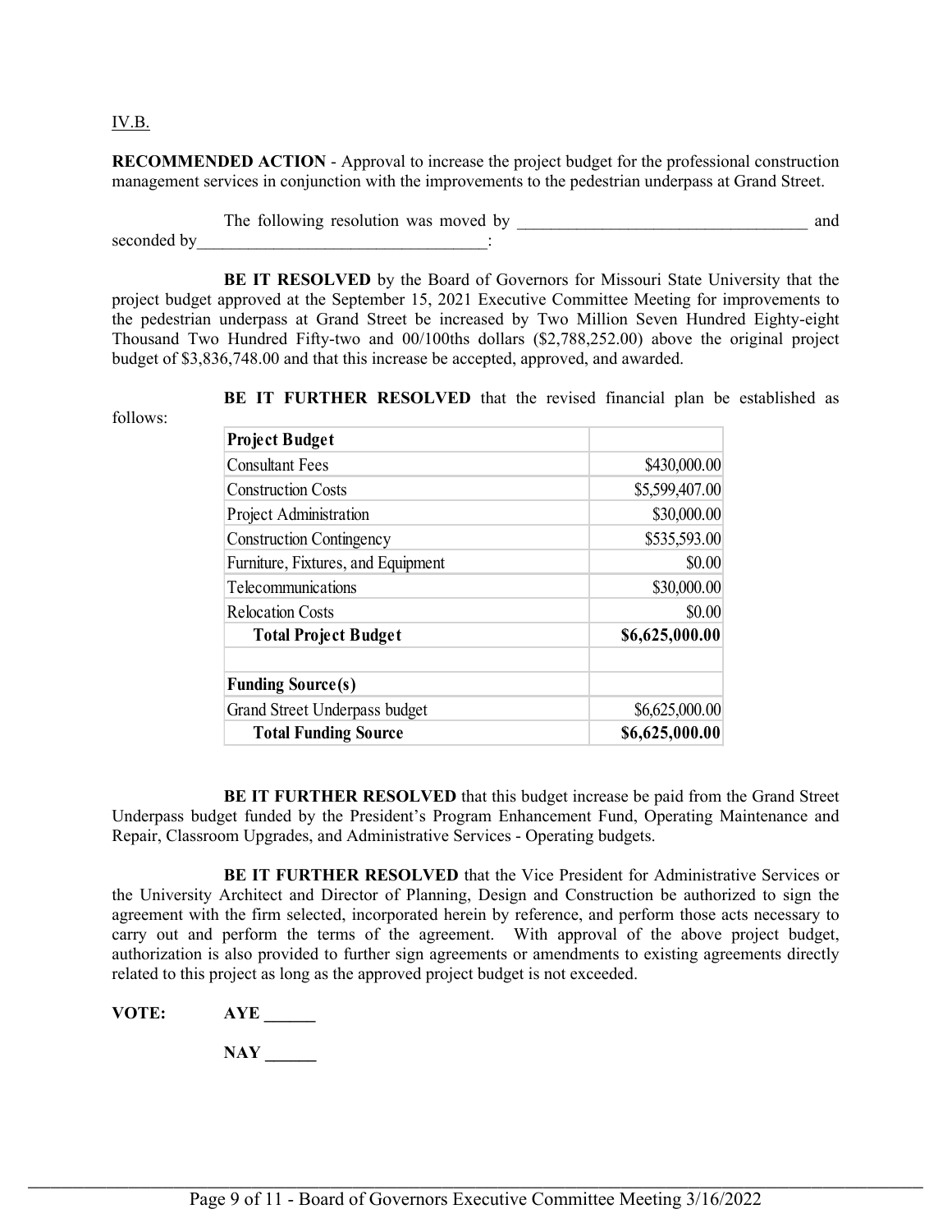IV.B.

**RECOMMENDED ACTION** - Approval to increase the project budget for the professional construction management services in conjunction with the improvements to the pedestrian underpass at Grand Street.

The following resolution was moved by ___________________________________ and seconded by_________________________________:

**BE IT RESOLVED** by the Board of Governors for Missouri State University that the project budget approved at the September 15, 2021 Executive Committee Meeting for improvements to the pedestrian underpass at Grand Street be increased by Two Million Seven Hundred Eighty-eight Thousand Two Hundred Fifty-two and 00/100ths dollars ($2,788,252.00) above the original project budget of $3,836,748.00 and that this increase be accepted, approved, and awarded.

**BE IT FURTHER RESOLVED** that the revised financial plan be established as follows:

| **Project Budget** | |
|---|---|
| Consultant Fees | $430,000.00 |
| Construction Costs | $5,599,407.00 |
| Project Administration | $30,000.00 |
| Construction Contingency | $535,593.00 |
| Furniture, Fixtures, and Equipment | $0.00 |
| Telecommunications | $30,000.00 |
| Relocation Costs | $0.00 |
| **Total Project Budget** | **$6,625,000.00** |
| | |
| **Funding Source(s)** | |
| Grand Street Underpass budget | $6,625,000.00 |
| **Total Funding Source** | **$6,625,000.00** |

**BE IT FURTHER RESOLVED** that this budget increase be paid from the Grand Street Underpass budget funded by the President's Program Enhancement Fund, Operating Maintenance and Repair, Classroom Upgrades, and Administrative Services - Operating budgets.

**BE IT FURTHER RESOLVED** that the Vice President for Administrative Services or the University Architect and Director of Planning, Design and Construction be authorized to sign the agreement with the firm selected, incorporated herein by reference, and perform those acts necessary to carry out and perform the terms of the agreement. With approval of the above project budget, authorization is also provided to further sign agreements or amendments to existing agreements directly related to this project as long as the approved project budget is not exceeded.

**VOTE:** **AYE ______**

**NAY ______**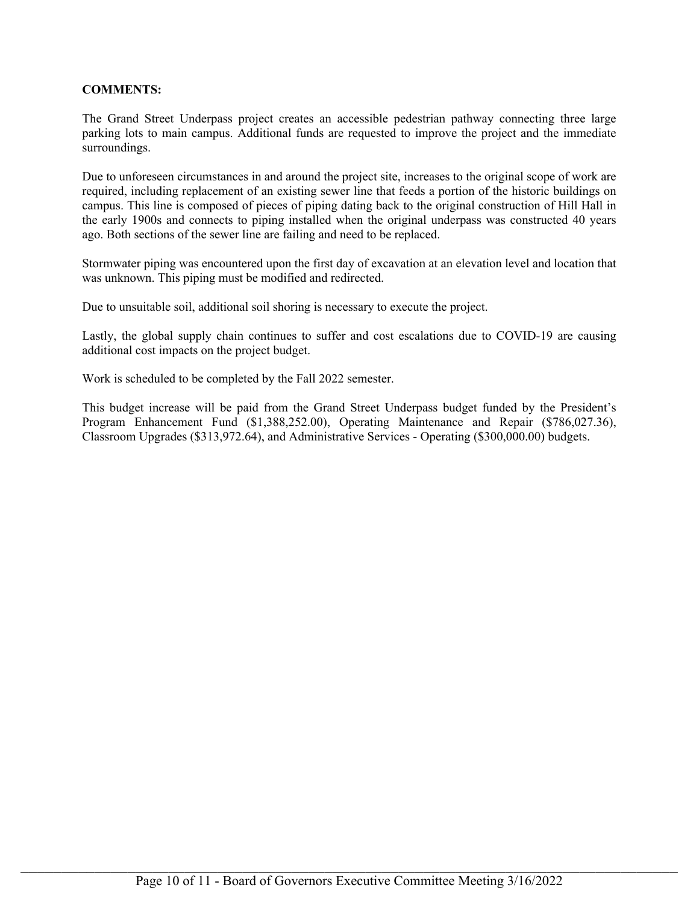**COMMENTS:**

The Grand Street Underpass project creates an accessible pedestrian pathway connecting three large parking lots to main campus. Additional funds are requested to improve the project and the immediate surroundings.

Due to unforeseen circumstances in and around the project site, increases to the original scope of work are required, including replacement of an existing sewer line that feeds a portion of the historic buildings on campus. This line is composed of pieces of piping dating back to the original construction of Hill Hall in the early 1900s and connects to piping installed when the original underpass was constructed 40 years ago. Both sections of the sewer line are failing and need to be replaced.

Stormwater piping was encountered upon the first day of excavation at an elevation level and location that was unknown. This piping must be modified and redirected.

Due to unsuitable soil, additional soil shoring is necessary to execute the project.

Lastly, the global supply chain continues to suffer and cost escalations due to COVID-19 are causing additional cost impacts on the project budget.

Work is scheduled to be completed by the Fall 2022 semester.

This budget increase will be paid from the Grand Street Underpass budget funded by the President's Program Enhancement Fund ($1,388,252.00), Operating Maintenance and Repair ($786,027.36), Classroom Upgrades ($313,972.64), and Administrative Services - Operating ($300,000.00) budgets.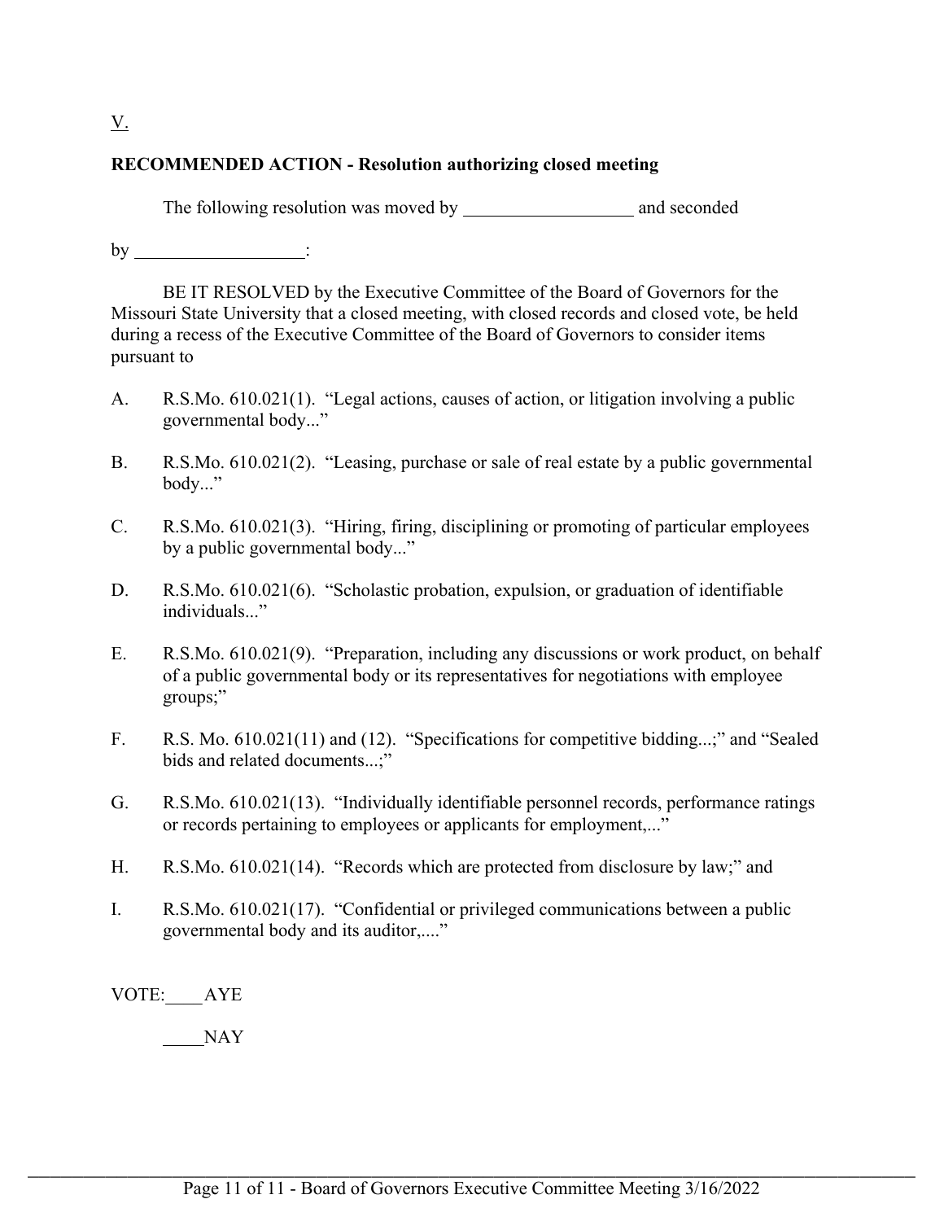V.

**RECOMMENDED ACTION - Resolution authorizing closed meeting**

The following resolution was moved by __________________ and seconded by __________________:

BE IT RESOLVED by the Executive Committee of the Board of Governors for the Missouri State University that a closed meeting, with closed records and closed vote, be held during a recess of the Executive Committee of the Board of Governors to consider items pursuant to

A. R.S.Mo. 610.021(1). "Legal actions, causes of action, or litigation involving a public governmental body..."

B. R.S.Mo. 610.021(2). "Leasing, purchase or sale of real estate by a public governmental body..."

C. R.S.Mo. 610.021(3). "Hiring, firing, disciplining or promoting of particular employees by a public governmental body..."

D. R.S.Mo. 610.021(6). "Scholastic probation, expulsion, or graduation of identifiable individuals..."

E. R.S.Mo. 610.021(9). "Preparation, including any discussions or work product, on behalf of a public governmental body or its representatives for negotiations with employee groups;"

F. R.S. Mo. 610.021(11) and (12). "Specifications for competitive bidding...;" and "Sealed bids and related documents...;"

G. R.S.Mo. 610.021(13). "Individually identifiable personnel records, performance ratings or records pertaining to employees or applicants for employment,..."

H. R.S.Mo. 610.021(14). "Records which are protected from disclosure by law;" and

I. R.S.Mo. 610.021(17). "Confidential or privileged communications between a public governmental body and its auditor,...."

VOTE:____AYE

____NAY